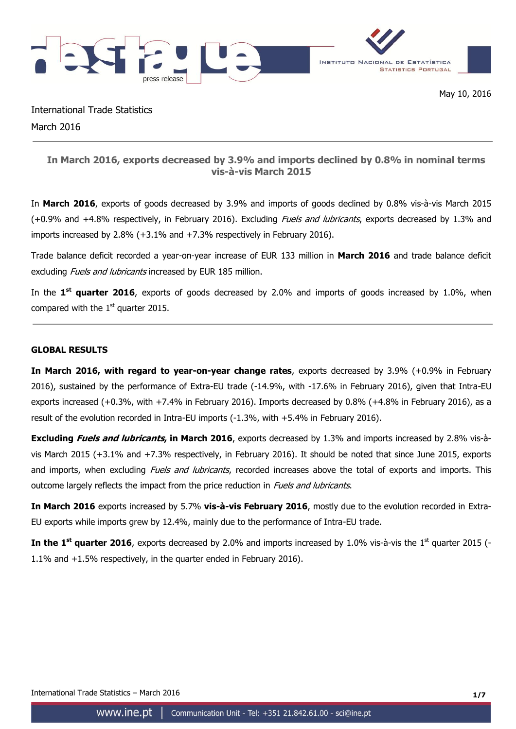May 10, 2016

International Trade Statistics

March 2016

## In March 2016, exports decreased by 3.9% and imports declined by 0.8% in nominal terms vis-à-vis March 2015

In **March 2016**, exports of goods decreased by 3.9% and imports of goods declined by 0.8% vis-à-vis March 2015 (+0.9% and +4.8% respectively, in February 2016). Excluding *Fuels and lubricants*, exports decreased by 1.3% and imports increased by 2.8% (+3.1% and +7.3% respectively in February 2016).

Trade balance deficit recorded a year-on-year increase of EUR 133 million in **March 2016** and trade balance deficit excluding *Fuels and lubricants* increased by EUR 185 million.

In the **1st quarter 2016**, exports of goods decreased by 2.0% and imports of goods increased by 1.0%, when compared with the 1st quarter 2015.

### GLOBAL RESULTS

**In March 2016, with regard to year-on-year change rates**, exports decreased by 3.9% (+0.9% in February 2016), sustained by the performance of Extra-EU trade (-14.9%, with -17.6% in February 2016), given that Intra-EU exports increased (+0.3%, with +7.4% in February 2016). Imports decreased by 0.8% (+4.8% in February 2016), as a result of the evolution recorded in Intra-EU imports (-1.3%, with +5.4% in February 2016).

**Excluding *Fuels and lubricants*, in March 2016**, exports decreased by 1.3% and imports increased by 2.8% vis-à-vis March 2015 (+3.1% and +7.3% respectively, in February 2016). It should be noted that since June 2015, exports and imports, when excluding *Fuels and lubricants*, recorded increases above the total of exports and imports. This outcome largely reflects the impact from the price reduction in *Fuels and lubricants*.

**In March 2016** exports increased by 5.7% **vis-à-vis February 2016**, mostly due to the evolution recorded in Extra-EU exports while imports grew by 12.4%, mainly due to the performance of Intra-EU trade.

**In the 1st quarter 2016**, exports decreased by 2.0% and imports increased by 1.0% vis-à-vis the 1st quarter 2015 (-1.1% and +1.5% respectively, in the quarter ended in February 2016).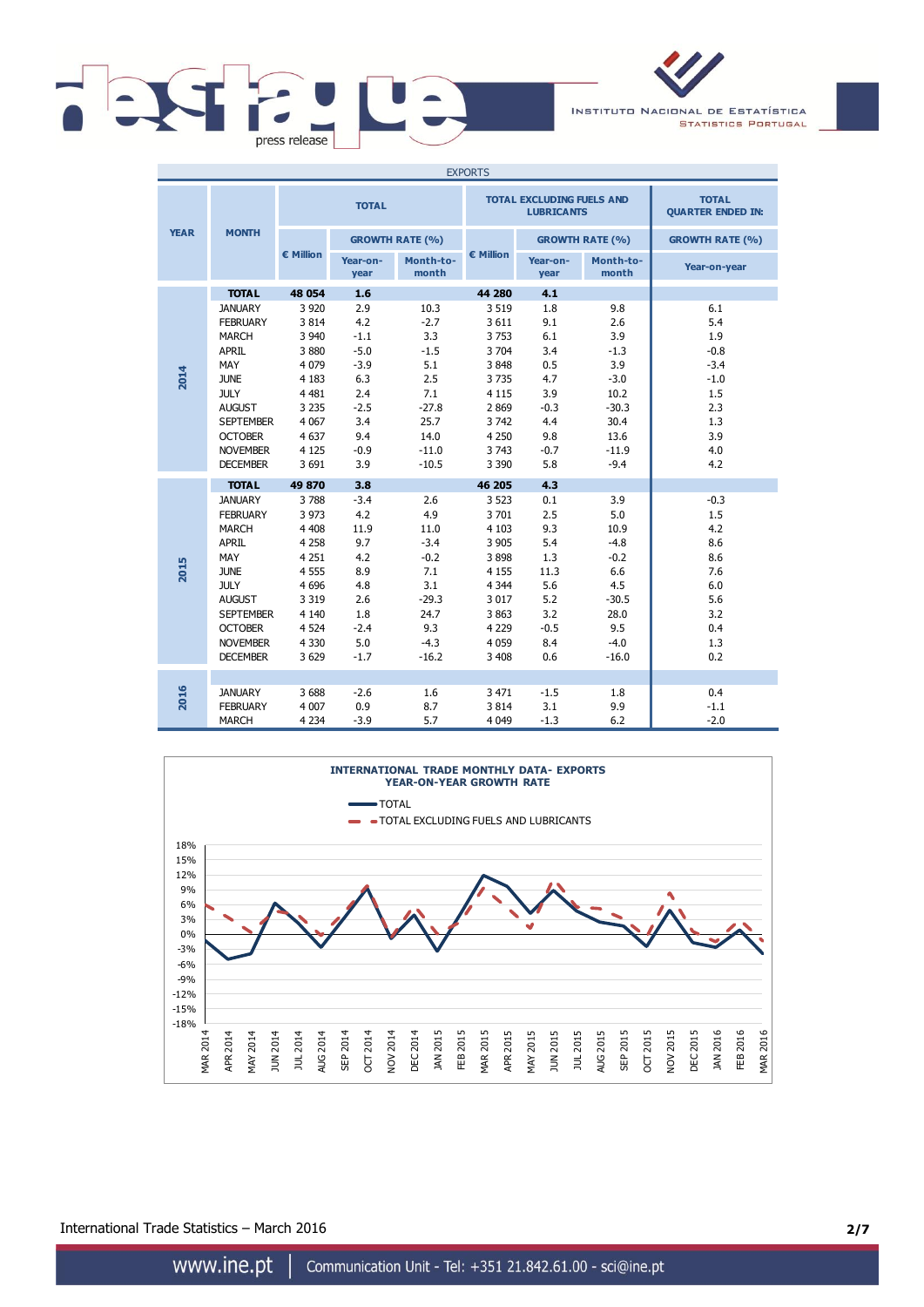| EXPORTS | | | | | | | | |
|---|---|---|---|---|---|---|---|---|
| YEAR | MONTH | TOTAL | | | TOTAL EXCLUDING FUELS AND LUBRICANTS | | | TOTAL QUARTER ENDED IN: |
| | | € Million | GROWTH RATE (%) | | € Million | GROWTH RATE (%) | | GROWTH RATE (%) |
| | | | Year-on-year | Month-to-month | | Year-on-year | Month-to-month | Year-on-year |
| 2014 | TOTAL | 48 054 | 1.6 | | 44 280 | 4.1 | | |
| | JANUARY | 3 920 | 2.9 | 10.3 | 3 519 | 1.8 | 9.8 | 6.1 |
| | FEBRUARY | 3 814 | 4.2 | -2.7 | 3 611 | 9.1 | 2.6 | 5.4 |
| | MARCH | 3 940 | -1.1 | 3.3 | 3 753 | 6.1 | 3.9 | 1.9 |
| | APRIL | 3 880 | -5.0 | -1.5 | 3 704 | 3.4 | -1.3 | -0.8 |
| | MAY | 4 079 | -3.9 | 5.1 | 3 848 | 0.5 | 3.9 | -3.4 |
| | JUNE | 4 183 | 6.3 | 2.5 | 3 735 | 4.7 | -3.0 | -1.0 |
| | JULY | 4 481 | 2.4 | 7.1 | 4 115 | 3.9 | 10.2 | 1.5 |
| | AUGUST | 3 235 | -2.5 | -27.8 | 2 869 | -0.3 | -30.3 | 2.3 |
| | SEPTEMBER | 4 067 | 3.4 | 25.7 | 3 742 | 4.4 | 30.4 | 1.3 |
| | OCTOBER | 4 637 | 9.4 | 14.0 | 4 250 | 9.8 | 13.6 | 3.9 |
| | NOVEMBER | 4 125 | -0.9 | -11.0 | 3 743 | -0.7 | -11.9 | 4.0 |
| | DECEMBER | 3 691 | 3.9 | -10.5 | 3 390 | 5.8 | -9.4 | 4.2 |
| 2015 | TOTAL | 49 870 | 3.8 | | 46 205 | 4.3 | | |
| | JANUARY | 3 788 | -3.4 | 2.6 | 3 523 | 0.1 | 3.9 | -0.3 |
| | FEBRUARY | 3 973 | 4.2 | 4.9 | 3 701 | 2.5 | 5.0 | 1.5 |
| | MARCH | 4 408 | 11.9 | 11.0 | 4 103 | 9.3 | 10.9 | 4.2 |
| | APRIL | 4 258 | 9.7 | -3.4 | 3 905 | 5.4 | -4.8 | 8.6 |
| | MAY | 4 251 | 4.2 | -0.2 | 3 898 | 1.3 | -0.2 | 8.6 |
| | JUNE | 4 555 | 8.9 | 7.1 | 4 155 | 11.3 | 6.6 | 7.6 |
| | JULY | 4 696 | 4.8 | 3.1 | 4 344 | 5.6 | 4.5 | 6.0 |
| | AUGUST | 3 319 | 2.6 | -29.3 | 3 017 | 5.2 | -30.5 | 5.6 |
| | SEPTEMBER | 4 140 | 1.8 | 24.7 | 3 863 | 3.2 | 28.0 | 3.2 |
| | OCTOBER | 4 524 | -2.4 | 9.3 | 4 229 | -0.5 | 9.5 | 0.4 |
| | NOVEMBER | 4 330 | 5.0 | -4.3 | 4 059 | 8.4 | -4.0 | 1.3 |
| | DECEMBER | 3 629 | -1.7 | -16.2 | 3 408 | 0.6 | -16.0 | 0.2 |
| 2016 | JANUARY | 3 688 | -2.6 | 1.6 | 3 471 | -1.5 | 1.8 | 0.4 |
| | FEBRUARY | 4 007 | 0.9 | 8.7 | 3 814 | 3.1 | 9.9 | -1.1 |
| | MARCH | 4 234 | -3.9 | 5.7 | 4 049 | -1.3 | 6.2 | -2.0 |

**INTERNATIONAL TRADE MONTHLY DATA- EXPORTS**
**YEAR-ON-YEAR GROWTH RATE**

TOTAL
TOTAL EXCLUDING FUELS AND LUBRICANTS

International Trade Statistics – March 2016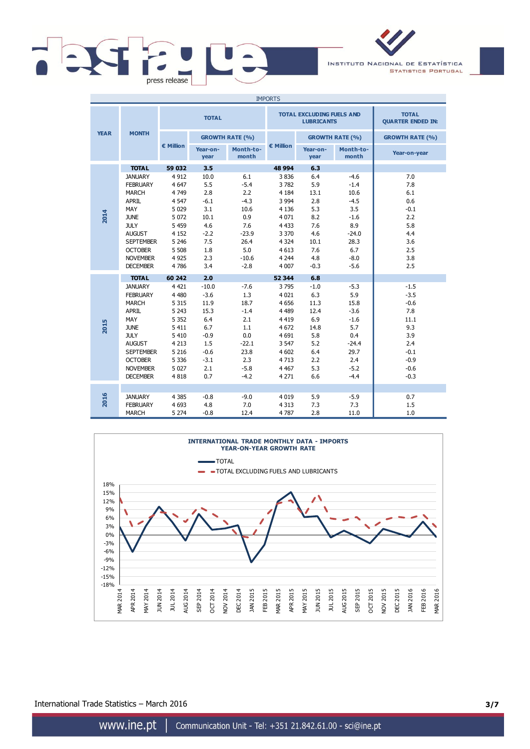IMPORTS

| YEAR | MONTH | TOTAL | | | TOTAL EXCLUDING FUELS AND LUBRICANTS | | | TOTAL QUARTER ENDED IN: |
|---|---|---|---|---|---|---|---|---|
| | | € Million | GROWTH RATE (%) | | € Million | GROWTH RATE (%) | | GROWTH RATE (%) |
| | | | Year-on-year | Month-to-month | | Year-on-year | Month-to-month | Year-on-year |
| 2014 | **TOTAL** | **59 032** | **3.5** | | **48 994** | **6.3** | | |
| | JANUARY | 4 912 | 10.0 | 6.1 | 3 836 | 6.4 | -4.6 | 7.0 |
| | FEBRUARY | 4 647 | 5.5 | -5.4 | 3 782 | 5.9 | -1.4 | 7.8 |
| | MARCH | 4 749 | 2.8 | 2.2 | 4 184 | 13.1 | 10.6 | 6.1 |
| | APRIL | 4 547 | -6.1 | -4.3 | 3 994 | 2.8 | -4.5 | 0.6 |
| | MAY | 5 029 | 3.1 | 10.6 | 4 136 | 5.3 | 3.5 | -0.1 |
| | JUNE | 5 072 | 10.1 | 0.9 | 4 071 | 8.2 | -1.6 | 2.2 |
| | JULY | 5 459 | 4.6 | 7.6 | 4 433 | 7.6 | 8.9 | 5.8 |
| | AUGUST | 4 152 | -2.2 | -23.9 | 3 370 | 4.6 | -24.0 | 4.4 |
| | SEPTEMBER | 5 246 | 7.5 | 26.4 | 4 324 | 10.1 | 28.3 | 3.6 |
| | OCTOBER | 5 508 | 1.8 | 5.0 | 4 613 | 7.6 | 6.7 | 2.5 |
| | NOVEMBER | 4 925 | 2.3 | -10.6 | 4 244 | 4.8 | -8.0 | 3.8 |
| | DECEMBER | 4 786 | 3.4 | -2.8 | 4 007 | -0.3 | -5.6 | 2.5 |
| 2015 | **TOTAL** | **60 242** | **2.0** | | **52 344** | **6.8** | | |
| | JANUARY | 4 421 | -10.0 | -7.6 | 3 795 | -1.0 | -5.3 | -1.5 |
| | FEBRUARY | 4 480 | -3.6 | 1.3 | 4 021 | 6.3 | 5.9 | -3.5 |
| | MARCH | 5 315 | 11.9 | 18.7 | 4 656 | 11.3 | 15.8 | -0.6 |
| | APRIL | 5 243 | 15.3 | -1.4 | 4 489 | 12.4 | -3.6 | 7.8 |
| | MAY | 5 352 | 6.4 | 2.1 | 4 419 | 6.9 | -1.6 | 11.1 |
| | JUNE | 5 411 | 6.7 | 1.1 | 4 672 | 14.8 | 5.7 | 9.3 |
| | JULY | 5 410 | -0.9 | 0.0 | 4 691 | 5.8 | 0.4 | 3.9 |
| | AUGUST | 4 213 | 1.5 | -22.1 | 3 547 | 5.2 | -24.4 | 2.4 |
| | SEPTEMBER | 5 216 | -0.6 | 23.8 | 4 602 | 6.4 | 29.7 | -0.1 |
| | OCTOBER | 5 336 | -3.1 | 2.3 | 4 713 | 2.2 | 2.4 | -0.9 |
| | NOVEMBER | 5 027 | 2.1 | -5.8 | 4 467 | 5.3 | -5.2 | -0.6 |
| | DECEMBER | 4 818 | 0.7 | -4.2 | 4 271 | 6.6 | -4.4 | -0.3 |
| 2016 | JANUARY | 4 385 | -0.8 | -9.0 | 4 019 | 5.9 | -5.9 | 0.7 |
| | FEBRUARY | 4 693 | 4.8 | 7.0 | 4 313 | 7.3 | 7.3 | 1.5 |
| | MARCH | 5 274 | -0.8 | 12.4 | 4 787 | 2.8 | 11.0 | 1.0 |

**INTERNATIONAL TRADE MONTHLY DATA - IMPORTS**
**YEAR-ON-YEAR GROWTH RATE**

(Chart: TOTAL; TOTAL EXCLUDING FUELS AND LUBRICANTS — MAR 2014 to MAR 2016)

International Trade Statistics – March 2016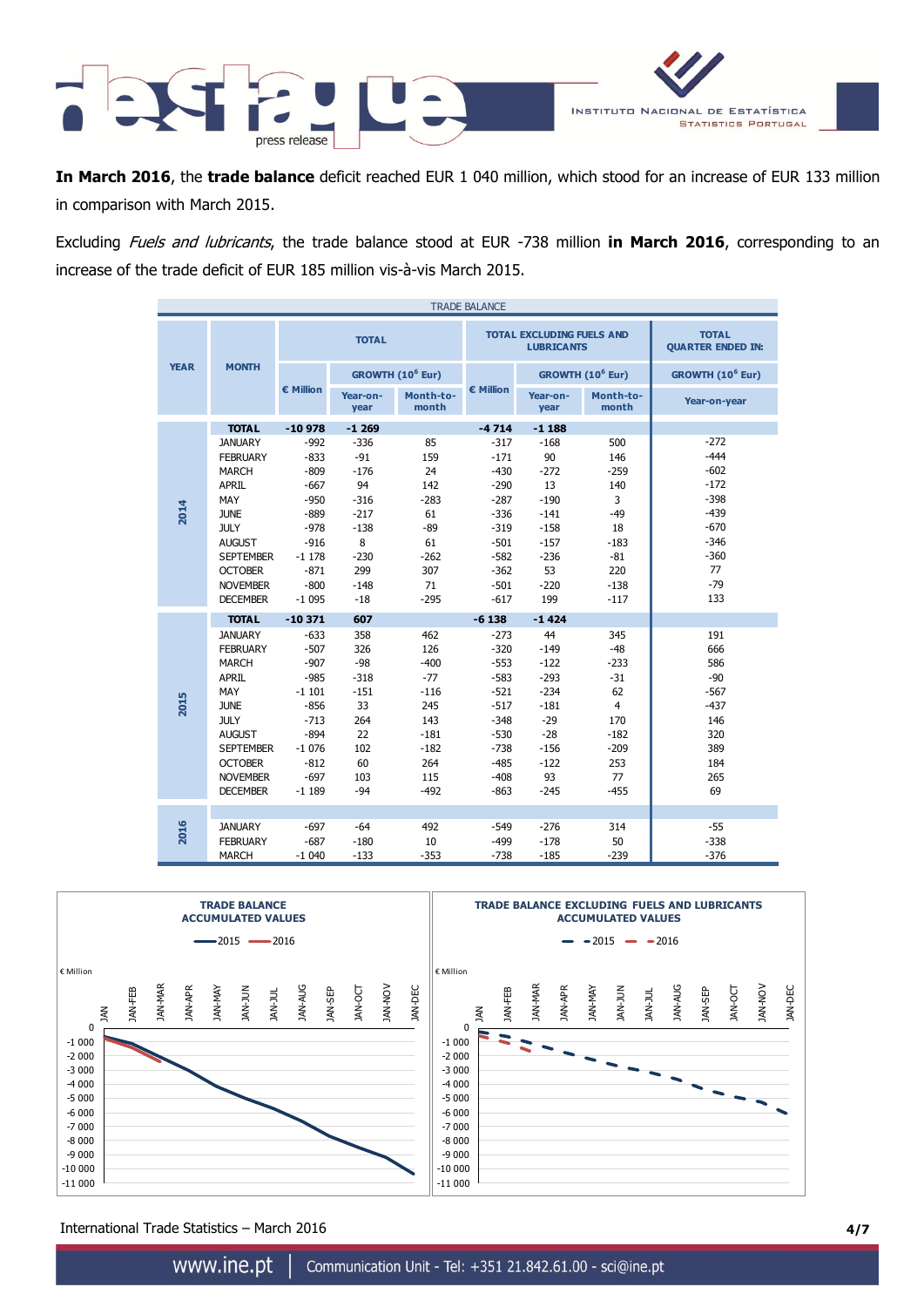In March 2016, the **trade balance** deficit reached EUR 1 040 million, which stood for an increase of EUR 133 million in comparison with March 2015.

Excluding *Fuels and lubricants*, the trade balance stood at EUR -738 million **in March 2016**, corresponding to an increase of the trade deficit of EUR 185 million vis-à-vis March 2015.

TRADE BALANCE

| YEAR | MONTH | TOTAL | | | TOTAL EXCLUDING FUELS AND LUBRICANTS | | | TOTAL QUARTER ENDED IN: |
|---|---|---|---|---|---|---|---|---|
| | | € Million | GROWTH ($10^6$ Eur) | | € Million | GROWTH ($10^6$ Eur) | | GROWTH ($10^6$ Eur) |
| | | | Year-on-year | Month-to-month | | Year-on-year | Month-to-month | Year-on-year |
| 2014 | TOTAL | -10 978 | -1 269 | | -4 714 | -1 188 | | |
| | JANUARY | -992 | -336 | 85 | -317 | -168 | 500 | -272 |
| | FEBRUARY | -833 | -91 | 159 | -171 | 90 | 146 | -444 |
| | MARCH | -809 | -176 | 24 | -430 | -272 | -259 | -602 |
| | APRIL | -667 | 94 | 142 | -290 | 13 | 140 | -172 |
| | MAY | -950 | -316 | -283 | -287 | -190 | 3 | -398 |
| | JUNE | -889 | -217 | 61 | -336 | -141 | -49 | -439 |
| | JULY | -978 | -138 | -89 | -319 | -158 | 18 | -670 |
| | AUGUST | -916 | 8 | 61 | -501 | -157 | -183 | -346 |
| | SEPTEMBER | -1 178 | -230 | -262 | -582 | -236 | -81 | -360 |
| | OCTOBER | -871 | 299 | 307 | -362 | 53 | 220 | 77 |
| | NOVEMBER | -800 | -148 | 71 | -501 | -220 | -138 | -79 |
| | DECEMBER | -1 095 | -18 | -295 | -617 | 199 | -117 | 133 |
| 2015 | TOTAL | -10 371 | 607 | | -6 138 | -1 424 | | |
| | JANUARY | -633 | 358 | 462 | -273 | 44 | 345 | 191 |
| | FEBRUARY | -507 | 326 | 126 | -320 | -149 | -48 | 666 |
| | MARCH | -907 | -98 | -400 | -553 | -122 | -233 | 586 |
| | APRIL | -985 | -318 | -77 | -583 | -293 | -31 | -90 |
| | MAY | -1 101 | -151 | -116 | -521 | -234 | 62 | -567 |
| | JUNE | -856 | 33 | 245 | -517 | -181 | 4 | -437 |
| | JULY | -713 | 264 | 143 | -348 | -29 | 170 | 146 |
| | AUGUST | -894 | 22 | -181 | -530 | -28 | -182 | 320 |
| | SEPTEMBER | -1 076 | 102 | -182 | -738 | -156 | -209 | 389 |
| | OCTOBER | -812 | 60 | 264 | -485 | -122 | 253 | 184 |
| | NOVEMBER | -697 | 103 | 115 | -408 | 93 | 77 | 265 |
| | DECEMBER | -1 189 | -94 | -492 | -863 | -245 | -455 | 69 |
| 2016 | JANUARY | -697 | -64 | 492 | -549 | -276 | 314 | -55 |
| | FEBRUARY | -687 | -180 | 10 | -499 | -178 | 50 | -338 |
| | MARCH | -1 040 | -133 | -353 | -738 | -185 | -239 | -376 |

TRADE BALANCE ACCUMULATED VALUES

TRADE BALANCE EXCLUDING FUELS AND LUBRICANTS ACCUMULATED VALUES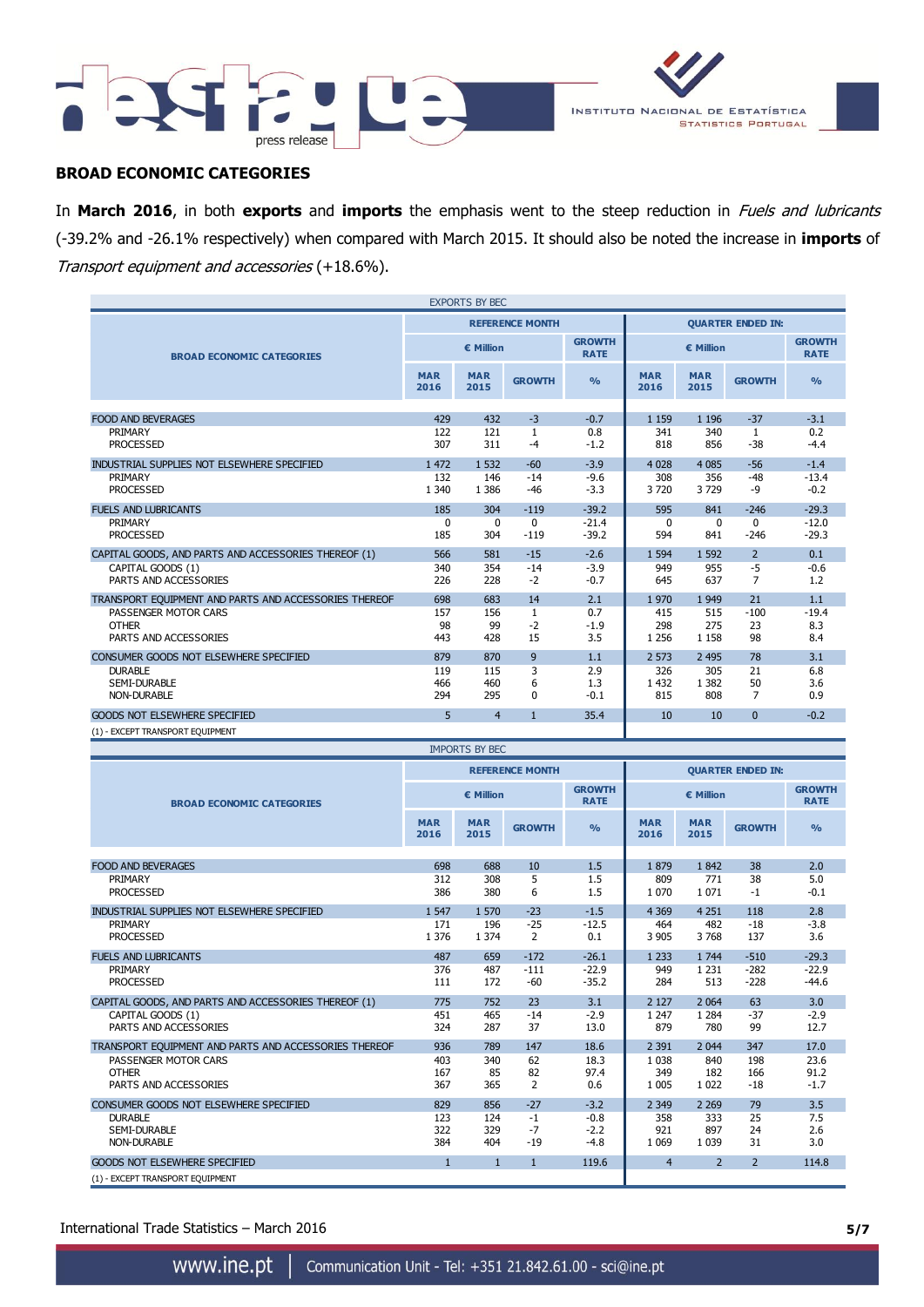## BROAD ECONOMIC CATEGORIES

In **March 2016**, in both **exports** and **imports** the emphasis went to the steep reduction in *Fuels and lubricants* (-39.2% and -26.1% respectively) when compared with March 2015. It should also be noted the increase in **imports** of *Transport equipment and accessories* (+18.6%).

EXPORTS BY BEC

| BROAD ECONOMIC CATEGORIES | REFERENCE MONTH | | | | QUARTER ENDED IN: | | | |
|---|---|---|---|---|---|---|---|---|
| | € Million | | | GROWTH RATE | € Million | | | GROWTH RATE |
| | MAR 2016 | MAR 2015 | GROWTH | % | MAR 2016 | MAR 2015 | GROWTH | % |
| FOOD AND BEVERAGES | 429 | 432 | -3 | -0.7 | 1 159 | 1 196 | -37 | -3.1 |
| PRIMARY | 122 | 121 | 1 | 0.8 | 341 | 340 | 1 | 0.2 |
| PROCESSED | 307 | 311 | -4 | -1.2 | 818 | 856 | -38 | -4.4 |
| INDUSTRIAL SUPPLIES NOT ELSEWHERE SPECIFIED | 1 472 | 1 532 | -60 | -3.9 | 4 028 | 4 085 | -56 | -1.4 |
| PRIMARY | 132 | 146 | -14 | -9.6 | 308 | 356 | -48 | -13.4 |
| PROCESSED | 1 340 | 1 386 | -46 | -3.3 | 3 720 | 3 729 | -9 | -0.2 |
| FUELS AND LUBRICANTS | 185 | 304 | -119 | -39.2 | 595 | 841 | -246 | -29.3 |
| PRIMARY | 0 | 0 | 0 | -21.4 | 0 | 0 | 0 | -12.0 |
| PROCESSED | 185 | 304 | -119 | -39.2 | 594 | 841 | -246 | -29.3 |
| CAPITAL GOODS, AND PARTS AND ACCESSORIES THEREOF (1) | 566 | 581 | -15 | -2.6 | 1 594 | 1 592 | 2 | 0.1 |
| CAPITAL GOODS (1) | 340 | 354 | -14 | -3.9 | 949 | 955 | -5 | -0.6 |
| PARTS AND ACCESSORIES | 226 | 228 | -2 | -0.7 | 645 | 637 | 7 | 1.2 |
| TRANSPORT EQUIPMENT AND PARTS AND ACCESSORIES THEREOF | 698 | 683 | 14 | 2.1 | 1 970 | 1 949 | 21 | 1.1 |
| PASSENGER MOTOR CARS | 157 | 156 | 1 | 0.7 | 415 | 515 | -100 | -19.4 |
| OTHER | 98 | 99 | -2 | -1.9 | 298 | 275 | 23 | 8.3 |
| PARTS AND ACCESSORIES | 443 | 428 | 15 | 3.5 | 1 256 | 1 158 | 98 | 8.4 |
| CONSUMER GOODS NOT ELSEWHERE SPECIFIED | 879 | 870 | 9 | 1.1 | 2 573 | 2 495 | 78 | 3.1 |
| DURABLE | 119 | 115 | 3 | 2.9 | 326 | 305 | 21 | 6.8 |
| SEMI-DURABLE | 466 | 460 | 6 | 1.3 | 1 432 | 1 382 | 50 | 3.6 |
| NON-DURABLE | 294 | 295 | 0 | -0.1 | 815 | 808 | 7 | 0.9 |
| GOODS NOT ELSEWHERE SPECIFIED | 5 | 4 | 1 | 35.4 | 10 | 10 | 0 | -0.2 |

(1) - EXCEPT TRANSPORT EQUIPMENT

IMPORTS BY BEC

| BROAD ECONOMIC CATEGORIES | REFERENCE MONTH | | | | QUARTER ENDED IN: | | | |
|---|---|---|---|---|---|---|---|---|
| | € Million | | | GROWTH RATE | € Million | | | GROWTH RATE |
| | MAR 2016 | MAR 2015 | GROWTH | % | MAR 2016 | MAR 2015 | GROWTH | % |
| FOOD AND BEVERAGES | 698 | 688 | 10 | 1.5 | 1 879 | 1 842 | 38 | 2.0 |
| PRIMARY | 312 | 308 | 5 | 1.5 | 809 | 771 | 38 | 5.0 |
| PROCESSED | 386 | 380 | 6 | 1.5 | 1 070 | 1 071 | -1 | -0.1 |
| INDUSTRIAL SUPPLIES NOT ELSEWHERE SPECIFIED | 1 547 | 1 570 | -23 | -1.5 | 4 369 | 4 251 | 118 | 2.8 |
| PRIMARY | 171 | 196 | -25 | -12.5 | 464 | 482 | -18 | -3.8 |
| PROCESSED | 1 376 | 1 374 | 2 | 0.1 | 3 905 | 3 768 | 137 | 3.6 |
| FUELS AND LUBRICANTS | 487 | 659 | -172 | -26.1 | 1 233 | 1 744 | -510 | -29.3 |
| PRIMARY | 376 | 487 | -111 | -22.9 | 949 | 1 231 | -282 | -22.9 |
| PROCESSED | 111 | 172 | -60 | -35.2 | 284 | 513 | -228 | -44.6 |
| CAPITAL GOODS, AND PARTS AND ACCESSORIES THEREOF (1) | 775 | 752 | 23 | 3.1 | 2 127 | 2 064 | 63 | 3.0 |
| CAPITAL GOODS (1) | 451 | 465 | -14 | -2.9 | 1 247 | 1 284 | -37 | -2.9 |
| PARTS AND ACCESSORIES | 324 | 287 | 37 | 13.0 | 879 | 780 | 99 | 12.7 |
| TRANSPORT EQUIPMENT AND PARTS AND ACCESSORIES THEREOF | 936 | 789 | 147 | 18.6 | 2 391 | 2 044 | 347 | 17.0 |
| PASSENGER MOTOR CARS | 403 | 340 | 62 | 18.3 | 1 038 | 840 | 198 | 23.6 |
| OTHER | 167 | 85 | 82 | 97.4 | 349 | 182 | 166 | 91.2 |
| PARTS AND ACCESSORIES | 367 | 365 | 2 | 0.6 | 1 005 | 1 022 | -18 | -1.7 |
| CONSUMER GOODS NOT ELSEWHERE SPECIFIED | 829 | 856 | -27 | -3.2 | 2 349 | 2 269 | 79 | 3.5 |
| DURABLE | 123 | 124 | -1 | -0.8 | 358 | 333 | 25 | 7.5 |
| SEMI-DURABLE | 322 | 329 | -7 | -2.2 | 921 | 897 | 24 | 2.6 |
| NON-DURABLE | 384 | 404 | -19 | -4.8 | 1 069 | 1 039 | 31 | 3.0 |
| GOODS NOT ELSEWHERE SPECIFIED | 1 | 1 | 1 | 119.6 | 4 | 2 | 2 | 114.8 |

(1) - EXCEPT TRANSPORT EQUIPMENT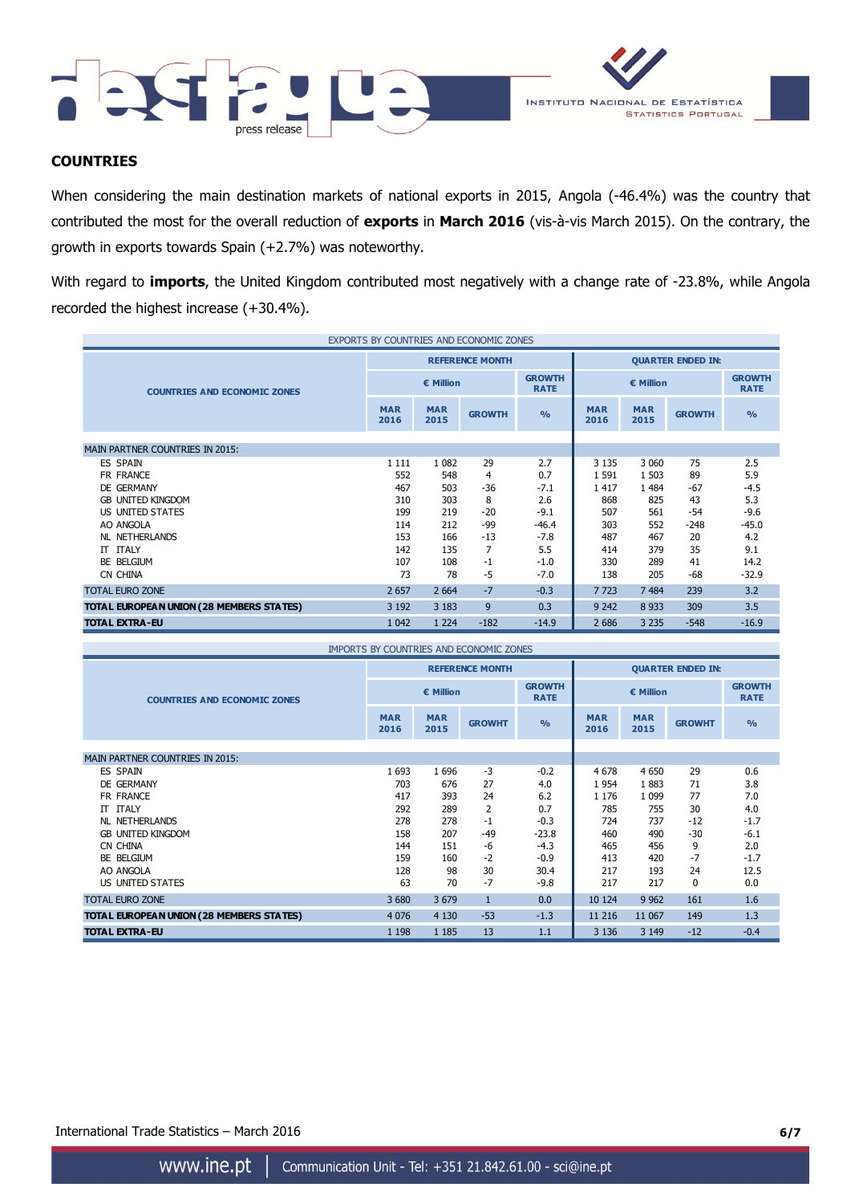## COUNTRIES

When considering the main destination markets of national exports in 2015, Angola (-46.4%) was the country that contributed the most for the overall reduction of **exports** in **March 2016** (vis-à-vis March 2015). On the contrary, the growth in exports towards Spain (+2.7%) was noteworthy.

With regard to **imports**, the United Kingdom contributed most negatively with a change rate of -23.8%, while Angola recorded the highest increase (+30.4%).

EXPORTS BY COUNTRIES AND ECONOMIC ZONES

| COUNTRIES AND ECONOMIC ZONES | REFERENCE MONTH | | | | QUARTER ENDED IN: | | | |
|---|---|---|---|---|---|---|---|---|
| | € Million | | | GROWTH RATE | € Million | | | GROWTH RATE |
| | MAR 2016 | MAR 2015 | GROWTH | % | MAR 2016 | MAR 2015 | GROWTH | % |
| MAIN PARTNER COUNTRIES IN 2015: | | | | | | | | |
| ES SPAIN | 1 111 | 1 082 | 29 | 2.7 | 3 135 | 3 060 | 75 | 2.5 |
| FR FRANCE | 552 | 548 | 4 | 0.7 | 1 591 | 1 503 | 89 | 5.9 |
| DE GERMANY | 467 | 503 | -36 | -7.1 | 1 417 | 1 484 | -67 | -4.5 |
| GB UNITED KINGDOM | 310 | 303 | 8 | 2.6 | 868 | 825 | 43 | 5.3 |
| US UNITED STATES | 199 | 219 | -20 | -9.1 | 507 | 561 | -54 | -9.6 |
| AO ANGOLA | 114 | 212 | -99 | -46.4 | 303 | 552 | -248 | -45.0 |
| NL NETHERLANDS | 153 | 166 | -13 | -7.8 | 487 | 467 | 20 | 4.2 |
| IT ITALY | 142 | 135 | 7 | 5.5 | 414 | 379 | 35 | 9.1 |
| BE BELGIUM | 107 | 108 | -1 | -1.0 | 330 | 289 | 41 | 14.2 |
| CN CHINA | 73 | 78 | -5 | -7.0 | 138 | 205 | -68 | -32.9 |
| TOTAL EURO ZONE | 2 657 | 2 664 | -7 | -0.3 | 7 723 | 7 484 | 239 | 3.2 |
| **TOTAL EUROPEAN UNION (28 MEMBERS STATES)** | 3 192 | 3 183 | 9 | 0.3 | 9 242 | 8 933 | 309 | 3.5 |
| **TOTAL EXTRA-EU** | 1 042 | 1 224 | -182 | -14.9 | 2 686 | 3 235 | -548 | -16.9 |

IMPORTS BY COUNTRIES AND ECONOMIC ZONES

| COUNTRIES AND ECONOMIC ZONES | REFERENCE MONTH | | | | QUARTER ENDED IN: | | | |
|---|---|---|---|---|---|---|---|---|
| | € Million | | | GROWTH RATE | € Million | | | GROWTH RATE |
| | MAR 2016 | MAR 2015 | GROWHT | % | MAR 2016 | MAR 2015 | GROWHT | % |
| MAIN PARTNER COUNTRIES IN 2015: | | | | | | | | |
| ES SPAIN | 1 693 | 1 696 | -3 | -0.2 | 4 678 | 4 650 | 29 | 0.6 |
| DE GERMANY | 703 | 676 | 27 | 4.0 | 1 954 | 1 883 | 71 | 3.8 |
| FR FRANCE | 417 | 393 | 24 | 6.2 | 1 176 | 1 099 | 77 | 7.0 |
| IT ITALY | 292 | 289 | 2 | 0.7 | 785 | 755 | 30 | 4.0 |
| NL NETHERLANDS | 278 | 278 | -1 | -0.3 | 724 | 737 | -12 | -1.7 |
| GB UNITED KINGDOM | 158 | 207 | -49 | -23.8 | 460 | 490 | -30 | -6.1 |
| CN CHINA | 144 | 151 | -6 | -4.3 | 465 | 456 | 9 | 2.0 |
| BE BELGIUM | 159 | 160 | -2 | -0.9 | 413 | 420 | -7 | -1.7 |
| AO ANGOLA | 128 | 98 | 30 | 30.4 | 217 | 193 | 24 | 12.5 |
| US UNITED STATES | 63 | 70 | -7 | -9.8 | 217 | 217 | 0 | 0.0 |
| TOTAL EURO ZONE | 3 680 | 3 679 | 1 | 0.0 | 10 124 | 9 962 | 161 | 1.6 |
| **TOTAL EUROPEAN UNION (28 MEMBERS STATES)** | 4 076 | 4 130 | -53 | -1.3 | 11 216 | 11 067 | 149 | 1.3 |
| **TOTAL EXTRA-EU** | 1 198 | 1 185 | 13 | 1.1 | 3 136 | 3 149 | -12 | -0.4 |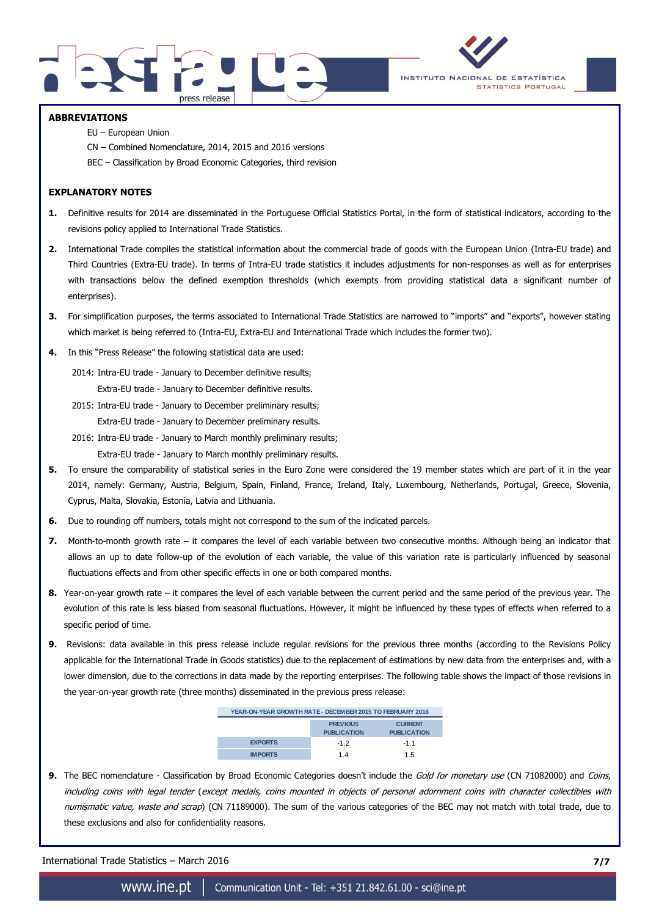**ABBREVIATIONS**

EU – European Union

CN – Combined Nomenclature, 2014, 2015 and 2016 versions

BEC – Classification by Broad Economic Categories, third revision

**EXPLANATORY NOTES**

1. Definitive results for 2014 are disseminated in the Portuguese Official Statistics Portal, in the form of statistical indicators, according to the revisions policy applied to International Trade Statistics.

2. International Trade compiles the statistical information about the commercial trade of goods with the European Union (Intra-EU trade) and Third Countries (Extra-EU trade). In terms of Intra-EU trade statistics it includes adjustments for non-responses as well as for enterprises with transactions below the defined exemption thresholds (which exempts from providing statistical data a significant number of enterprises).

3. For simplification purposes, the terms associated to International Trade Statistics are narrowed to "imports" and "exports", however stating which market is being referred to (Intra-EU, Extra-EU and International Trade which includes the former two).

4. In this "Press Release" the following statistical data are used:

   2014: Intra-EU trade - January to December definitive results;
   Extra-EU trade - January to December definitive results.

   2015: Intra-EU trade - January to December preliminary results;
   Extra-EU trade - January to December preliminary results.

   2016: Intra-EU trade - January to March monthly preliminary results;
   Extra-EU trade - January to March monthly preliminary results.

5. To ensure the comparability of statistical series in the Euro Zone were considered the 19 member states which are part of it in the year 2014, namely: Germany, Austria, Belgium, Spain, Finland, France, Ireland, Italy, Luxembourg, Netherlands, Portugal, Greece, Slovenia, Cyprus, Malta, Slovakia, Estonia, Latvia and Lithuania.

6. Due to rounding off numbers, totals might not correspond to the sum of the indicated parcels.

7. Month-to-month growth rate – it compares the level of each variable between two consecutive months. Although being an indicator that allows an up to date follow-up of the evolution of each variable, the value of this variation rate is particularly influenced by seasonal fluctuations effects and from other specific effects in one or both compared months.

8. Year-on-year growth rate – it compares the level of each variable between the current period and the same period of the previous year. The evolution of this rate is less biased from seasonal fluctuations. However, it might be influenced by these types of effects when referred to a specific period of time.

9. Revisions: data available in this press release include regular revisions for the previous three months (according to the Revisions Policy applicable for the International Trade in Goods statistics) due to the replacement of estimations by new data from the enterprises and, with a lower dimension, due to the corrections in data made by the reporting enterprises. The following table shows the impact of those revisions in the year-on-year growth rate (three months) disseminated in the previous press release:

| YEAR-ON-YEAR GROWTH RATE - DECEMBER 2015 TO FEBRUARY 2016 | | |
|---|---|---|
| | PREVIOUS PUBLICATION | CURRENT PUBLICATION |
| EXPORTS | -1.2 | -1.1 |
| IMPORTS | 1.4 | 1.5 |

9. The BEC nomenclature - Classification by Broad Economic Categories doesn't include the *Gold for monetary use* (CN 71082000) and *Coins, including coins with legal tender* (*except medals, coins mounted in objects of personal adornment coins with character collectibles with numismatic value, waste and scrap*) (CN 71189000). The sum of the various categories of the BEC may not match with total trade, due to these exclusions and also for confidentiality reasons.